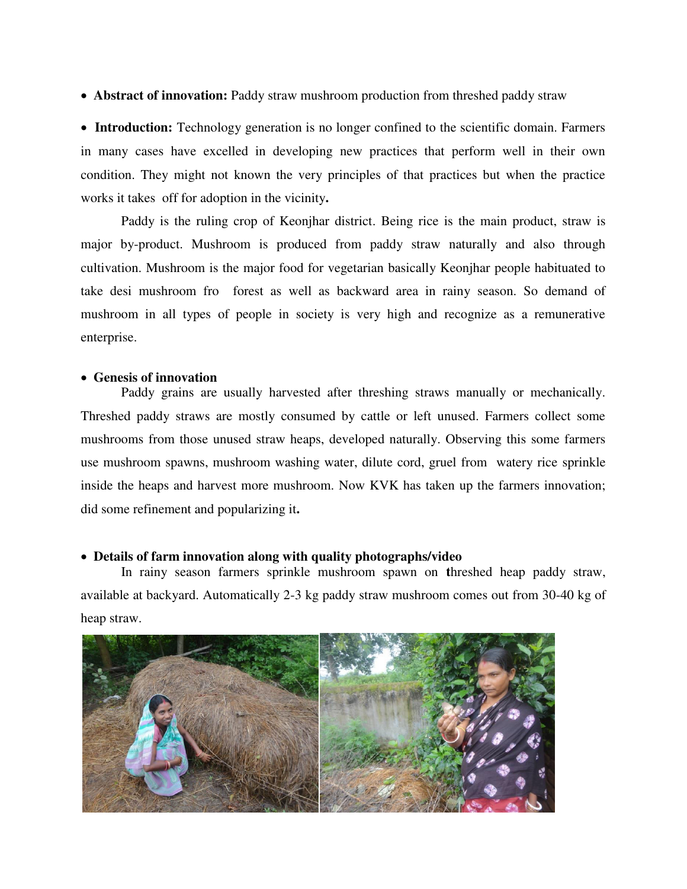- **Abstract of innovation:** Paddy straw mushroom production from threshed paddy straw

- **Introduction:** Technology generation is no longer confined to the scientific domain. Farmers in many cases have excelled in developing new practices that perform well in their own condition. They might not known the very principles of that practices but when the practice works it takes off for adoption in the vicinity**.**

Paddy is the ruling crop of Keonjhar district. Being rice is the main product, straw is major by-product. Mushroom is produced from paddy straw naturally and also through cultivation. Mushroom is the major food for vegetarian basically Keonjhar people habituated to take desi mushroom fro forest as well as backward area in rainy season. So demand of mushroom in all types of people in society is very high and recognize as a remunerative enterprise.

- **Genesis of innovation**

Paddy grains are usually harvested after threshing straws manually or mechanically. Threshed paddy straws are mostly consumed by cattle or left unused. Farmers collect some mushrooms from those unused straw heaps, developed naturally. Observing this some farmers use mushroom spawns, mushroom washing water, dilute cord, gruel from watery rice sprinkle inside the heaps and harvest more mushroom. Now KVK has taken up the farmers innovation; did some refinement and popularizing it**.**

- **Details of farm innovation along with quality photographs/video**

In rainy season farmers sprinkle mushroom spawn on **t**hreshed heap paddy straw, available at backyard. Automatically 2-3 kg paddy straw mushroom comes out from 30-40 kg of heap straw.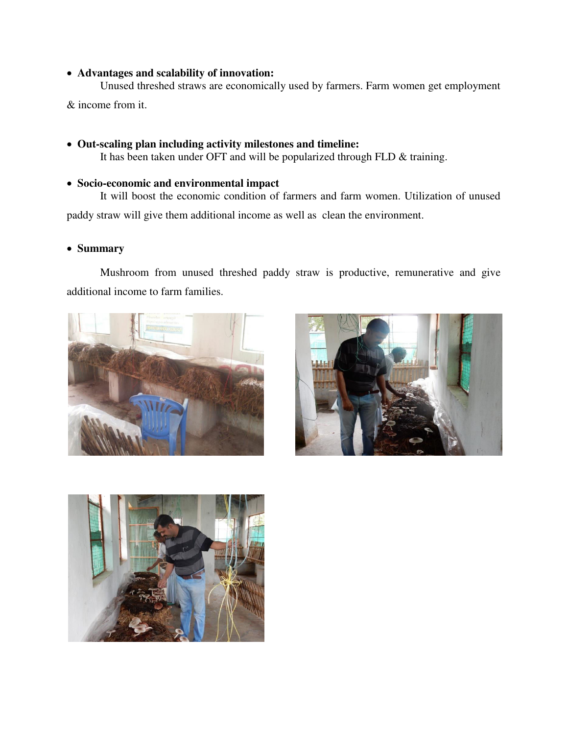- **Advantages and scalability of innovation:**

  Unused threshed straws are economically used by farmers. Farm women get employment & income from it.

- **Out-scaling plan including activity milestones and timeline:**

  It has been taken under OFT and will be popularized through FLD & training.

- **Socio-economic and environmental impact**

  It will boost the economic condition of farmers and farm women. Utilization of unused paddy straw will give them additional income as well as clean the environment.

- **Summary**

  Mushroom from unused threshed paddy straw is productive, remunerative and give additional income to farm families.